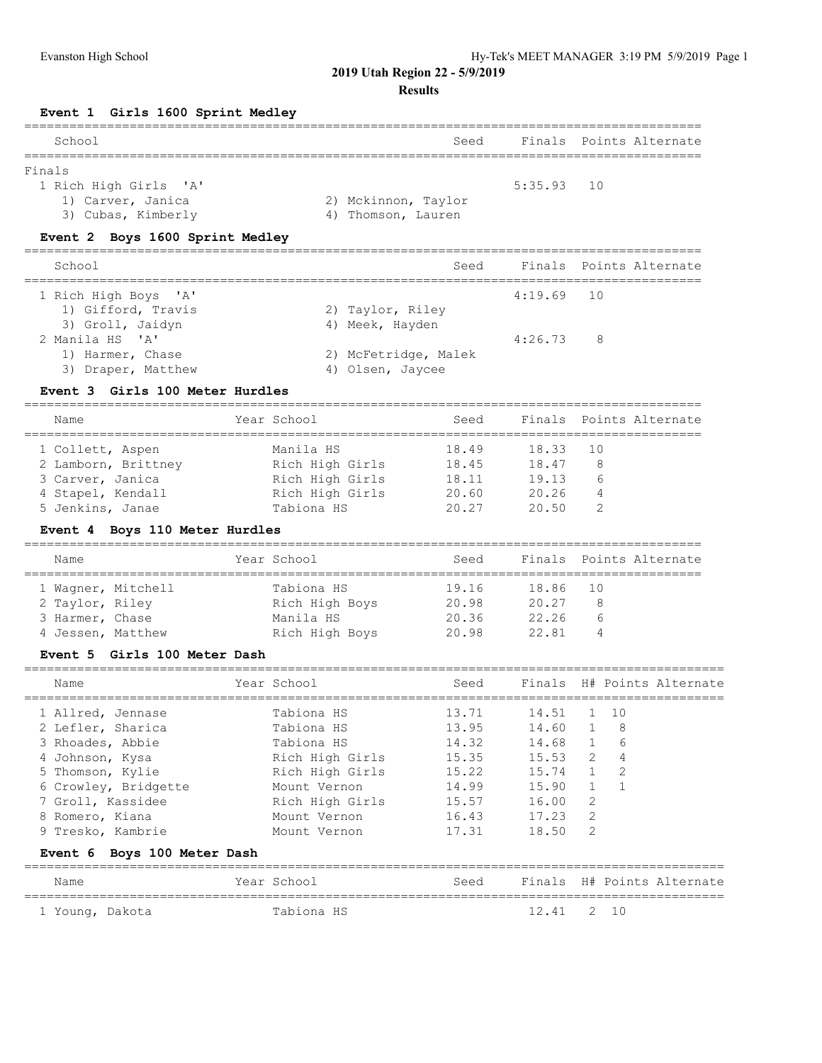## 2019 Utah Region 22 - 5/9/2019

### Results

#### Event 1 Girls 1600 Sprint Medley

| School | Seed | Finals | Points | Alternate |
|---|---|---|---|---|
| **Finals** | | | | |
| 1 Rich High Girls 'A' | | 5:35.93 | 10 | |
| 1) Carver, Janica; 2) Mckinnon, Taylor; 3) Cubas, Kimberly; 4) Thomson, Lauren | | | | |

#### Event 2 Boys 1600 Sprint Medley

| School | Seed | Finals | Points | Alternate |
|---|---|---|---|---|
| 1 Rich High Boys 'A' | | 4:19.69 | 10 | |
| 1) Gifford, Travis; 2) Taylor, Riley; 3) Groll, Jaidyn; 4) Meek, Hayden | | | | |
| 2 Manila HS 'A' | | 4:26.73 | 8 | |
| 1) Harmer, Chase; 2) McFetridge, Malek; 3) Draper, Matthew; 4) Olsen, Jaycee | | | | |

#### Event 3 Girls 100 Meter Hurdles

| Name | Year | School | Seed | Finals | Points | Alternate |
|---|---|---|---|---|---|---|
| 1 Collett, Aspen | | Manila HS | 18.49 | 18.33 | 10 | |
| 2 Lamborn, Brittney | | Rich High Girls | 18.45 | 18.47 | 8 | |
| 3 Carver, Janica | | Rich High Girls | 18.11 | 19.13 | 6 | |
| 4 Stapel, Kendall | | Rich High Girls | 20.60 | 20.26 | 4 | |
| 5 Jenkins, Janae | | Tabiona HS | 20.27 | 20.50 | 2 | |

#### Event 4 Boys 110 Meter Hurdles

| Name | Year | School | Seed | Finals | Points | Alternate |
|---|---|---|---|---|---|---|
| 1 Wagner, Mitchell | | Tabiona HS | 19.16 | 18.86 | 10 | |
| 2 Taylor, Riley | | Rich High Boys | 20.98 | 20.27 | 8 | |
| 3 Harmer, Chase | | Manila HS | 20.36 | 22.26 | 6 | |
| 4 Jessen, Matthew | | Rich High Boys | 20.98 | 22.81 | 4 | |

#### Event 5 Girls 100 Meter Dash

| Name | Year | School | Seed | Finals | H# | Points | Alternate |
|---|---|---|---|---|---|---|---|
| 1 Allred, Jennase | | Tabiona HS | 13.71 | 14.51 | 1 | 10 | |
| 2 Lefler, Sharica | | Tabiona HS | 13.95 | 14.60 | 1 | 8 | |
| 3 Rhoades, Abbie | | Tabiona HS | 14.32 | 14.68 | 1 | 6 | |
| 4 Johnson, Kysa | | Rich High Girls | 15.35 | 15.53 | 2 | 4 | |
| 5 Thomson, Kylie | | Rich High Girls | 15.22 | 15.74 | 1 | 2 | |
| 6 Crowley, Bridgette | | Mount Vernon | 14.99 | 15.90 | 1 | 1 | |
| 7 Groll, Kassidee | | Rich High Girls | 15.57 | 16.00 | 2 | | |
| 8 Romero, Kiana | | Mount Vernon | 16.43 | 17.23 | 2 | | |
| 9 Tresko, Kambrie | | Mount Vernon | 17.31 | 18.50 | 2 | | |

#### Event 6 Boys 100 Meter Dash

| Name | Year | School | Seed | Finals | H# | Points | Alternate |
|---|---|---|---|---|---|---|---|
| 1 Young, Dakota | | Tabiona HS | | 12.41 | 2 | 10 | |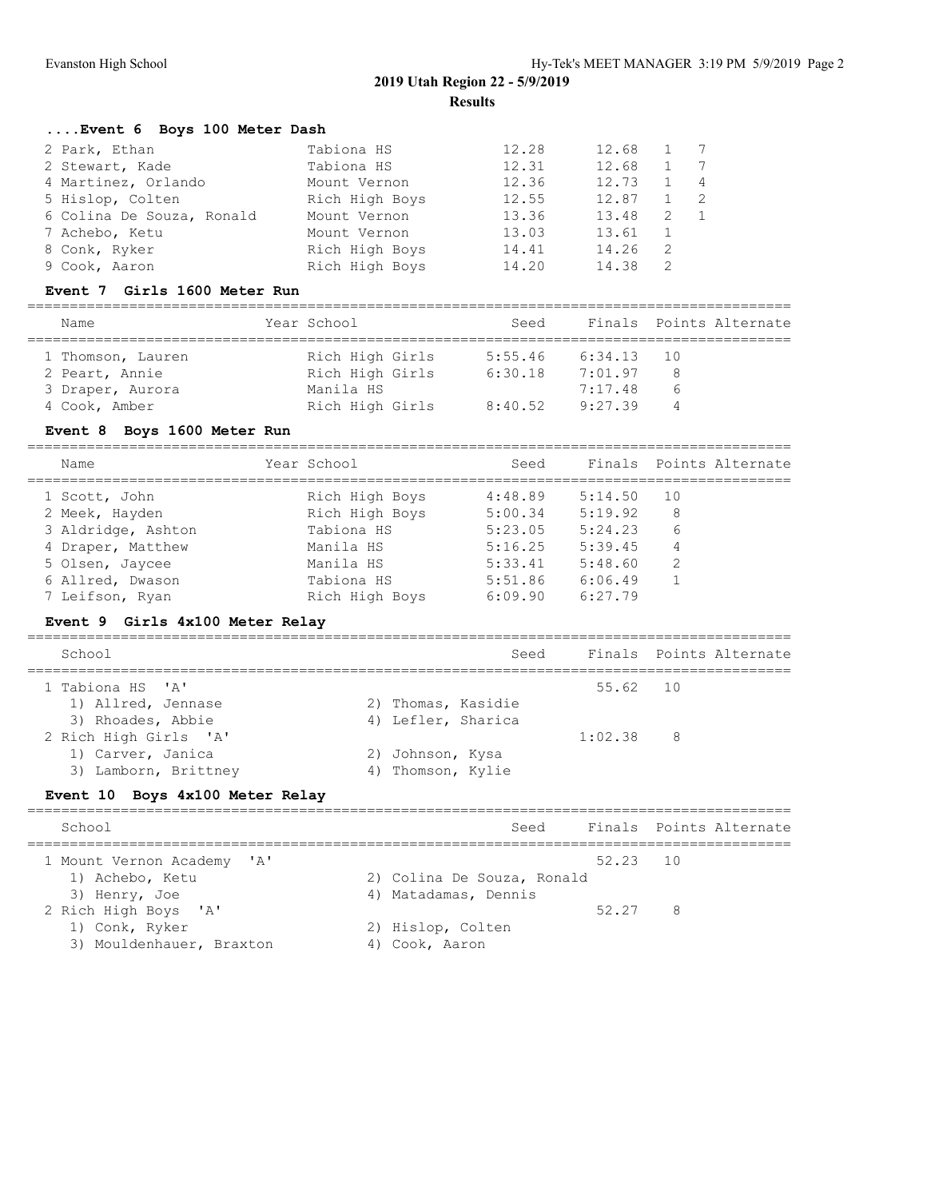## 2019 Utah Region 22 - 5/9/2019

### Results

#### ....Event 6 Boys 100 Meter Dash

| Name | School | Seed | Finals | H# | Points |
|---|---|---|---|---|---|
| 2 Park, Ethan | Tabiona HS | 12.28 | 12.68 | 1 | 7 |
| 2 Stewart, Kade | Tabiona HS | 12.31 | 12.68 | 1 | 7 |
| 4 Martinez, Orlando | Mount Vernon | 12.36 | 12.73 | 1 | 4 |
| 5 Hislop, Colten | Rich High Boys | 12.55 | 12.87 | 1 | 2 |
| 6 Colina De Souza, Ronald | Mount Vernon | 13.36 | 13.48 | 2 | 1 |
| 7 Achebo, Ketu | Mount Vernon | 13.03 | 13.61 | 1 | |
| 8 Conk, Ryker | Rich High Boys | 14.41 | 14.26 | 2 | |
| 9 Cook, Aaron | Rich High Boys | 14.20 | 14.38 | 2 | |

#### Event 7 Girls 1600 Meter Run

| Name | Year School | Seed | Finals | Points | Alternate |
|---|---|---|---|---|---|
| 1 Thomson, Lauren | Rich High Girls | 5:55.46 | 6:34.13 | 10 | |
| 2 Peart, Annie | Rich High Girls | 6:30.18 | 7:01.97 | 8 | |
| 3 Draper, Aurora | Manila HS | | 7:17.48 | 6 | |
| 4 Cook, Amber | Rich High Girls | 8:40.52 | 9:27.39 | 4 | |

#### Event 8 Boys 1600 Meter Run

| Name | Year School | Seed | Finals | Points | Alternate |
|---|---|---|---|---|---|
| 1 Scott, John | Rich High Boys | 4:48.89 | 5:14.50 | 10 | |
| 2 Meek, Hayden | Rich High Boys | 5:00.34 | 5:19.92 | 8 | |
| 3 Aldridge, Ashton | Tabiona HS | 5:23.05 | 5:24.23 | 6 | |
| 4 Draper, Matthew | Manila HS | 5:16.25 | 5:39.45 | 4 | |
| 5 Olsen, Jaycee | Manila HS | 5:33.41 | 5:48.60 | 2 | |
| 6 Allred, Dwason | Tabiona HS | 5:51.86 | 6:06.49 | 1 | |
| 7 Leifson, Ryan | Rich High Boys | 6:09.90 | 6:27.79 | | |

#### Event 9 Girls 4x100 Meter Relay

| School | Seed | Finals | Points | Alternate |
|---|---|---|---|---|
| 1 Tabiona HS 'A' | | 55.62 | 10 | |
| 1) Allred, Jennase; 2) Thomas, Kasidie; 3) Rhoades, Abbie; 4) Lefler, Sharica | | | | |
| 2 Rich High Girls 'A' | | 1:02.38 | 8 | |
| 1) Carver, Janica; 2) Johnson, Kysa; 3) Lamborn, Brittney; 4) Thomson, Kylie | | | | |

#### Event 10 Boys 4x100 Meter Relay

| School | Seed | Finals | Points | Alternate |
|---|---|---|---|---|
| 1 Mount Vernon Academy 'A' | | 52.23 | 10 | |
| 1) Achebo, Ketu; 2) Colina De Souza, Ronald; 3) Henry, Joe; 4) Matadamas, Dennis | | | | |
| 2 Rich High Boys 'A' | | 52.27 | 8 | |
| 1) Conk, Ryker; 2) Hislop, Colten; 3) Mouldenhauer, Braxton; 4) Cook, Aaron | | | | |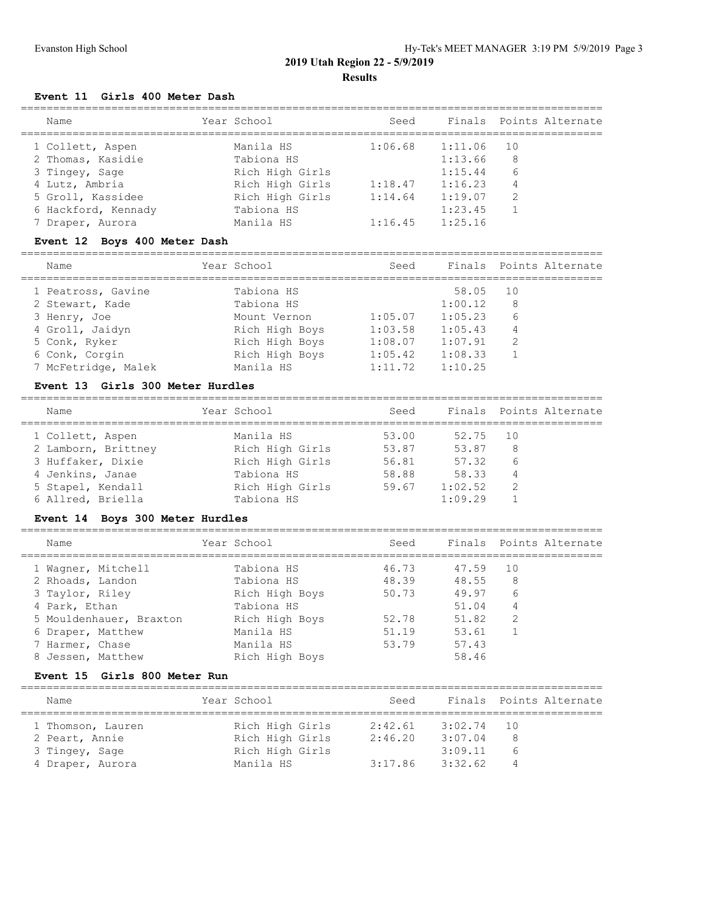## 2019 Utah Region 22 - 5/9/2019

### Results

#### Event 11 Girls 400 Meter Dash

| | Name | Year | School | Seed | Finals | Points | Alternate |
|---|---|---|---|---|---|---|---|
| 1 | Collett, Aspen | | Manila HS | 1:06.68 | 1:11.06 | 10 | |
| 2 | Thomas, Kasidie | | Tabiona HS | | 1:13.66 | 8 | |
| 3 | Tingey, Sage | | Rich High Girls | | 1:15.44 | 6 | |
| 4 | Lutz, Ambria | | Rich High Girls | 1:18.47 | 1:16.23 | 4 | |
| 5 | Groll, Kassidee | | Rich High Girls | 1:14.64 | 1:19.07 | 2 | |
| 6 | Hackford, Kennady | | Tabiona HS | | 1:23.45 | 1 | |
| 7 | Draper, Aurora | | Manila HS | 1:16.45 | 1:25.16 | | |

#### Event 12 Boys 400 Meter Dash

| | Name | Year | School | Seed | Finals | Points | Alternate |
|---|---|---|---|---|---|---|---|
| 1 | Peatross, Gavine | | Tabiona HS | | 58.05 | 10 | |
| 2 | Stewart, Kade | | Tabiona HS | | 1:00.12 | 8 | |
| 3 | Henry, Joe | | Mount Vernon | 1:05.07 | 1:05.23 | 6 | |
| 4 | Groll, Jaidyn | | Rich High Boys | 1:03.58 | 1:05.43 | 4 | |
| 5 | Conk, Ryker | | Rich High Boys | 1:08.07 | 1:07.91 | 2 | |
| 6 | Conk, Corgin | | Rich High Boys | 1:05.42 | 1:08.33 | 1 | |
| 7 | McFetridge, Malek | | Manila HS | 1:11.72 | 1:10.25 | | |

#### Event 13 Girls 300 Meter Hurdles

| | Name | Year | School | Seed | Finals | Points | Alternate |
|---|---|---|---|---|---|---|---|
| 1 | Collett, Aspen | | Manila HS | 53.00 | 52.75 | 10 | |
| 2 | Lamborn, Brittney | | Rich High Girls | 53.87 | 53.87 | 8 | |
| 3 | Huffaker, Dixie | | Rich High Girls | 56.81 | 57.32 | 6 | |
| 4 | Jenkins, Janae | | Tabiona HS | 58.88 | 58.33 | 4 | |
| 5 | Stapel, Kendall | | Rich High Girls | 59.67 | 1:02.52 | 2 | |
| 6 | Allred, Briella | | Tabiona HS | | 1:09.29 | 1 | |

#### Event 14 Boys 300 Meter Hurdles

| | Name | Year | School | Seed | Finals | Points | Alternate |
|---|---|---|---|---|---|---|---|
| 1 | Wagner, Mitchell | | Tabiona HS | 46.73 | 47.59 | 10 | |
| 2 | Rhoads, Landon | | Tabiona HS | 48.39 | 48.55 | 8 | |
| 3 | Taylor, Riley | | Rich High Boys | 50.73 | 49.97 | 6 | |
| 4 | Park, Ethan | | Tabiona HS | | 51.04 | 4 | |
| 5 | Mouldenhauer, Braxton | | Rich High Boys | 52.78 | 51.82 | 2 | |
| 6 | Draper, Matthew | | Manila HS | 51.19 | 53.61 | 1 | |
| 7 | Harmer, Chase | | Manila HS | 53.79 | 57.43 | | |
| 8 | Jessen, Matthew | | Rich High Boys | | 58.46 | | |

#### Event 15 Girls 800 Meter Run

| | Name | Year | School | Seed | Finals | Points | Alternate |
|---|---|---|---|---|---|---|---|
| 1 | Thomson, Lauren | | Rich High Girls | 2:42.61 | 3:02.74 | 10 | |
| 2 | Peart, Annie | | Rich High Girls | 2:46.20 | 3:07.04 | 8 | |
| 3 | Tingey, Sage | | Rich High Girls | | 3:09.11 | 6 | |
| 4 | Draper, Aurora | | Manila HS | 3:17.86 | 3:32.62 | 4 | |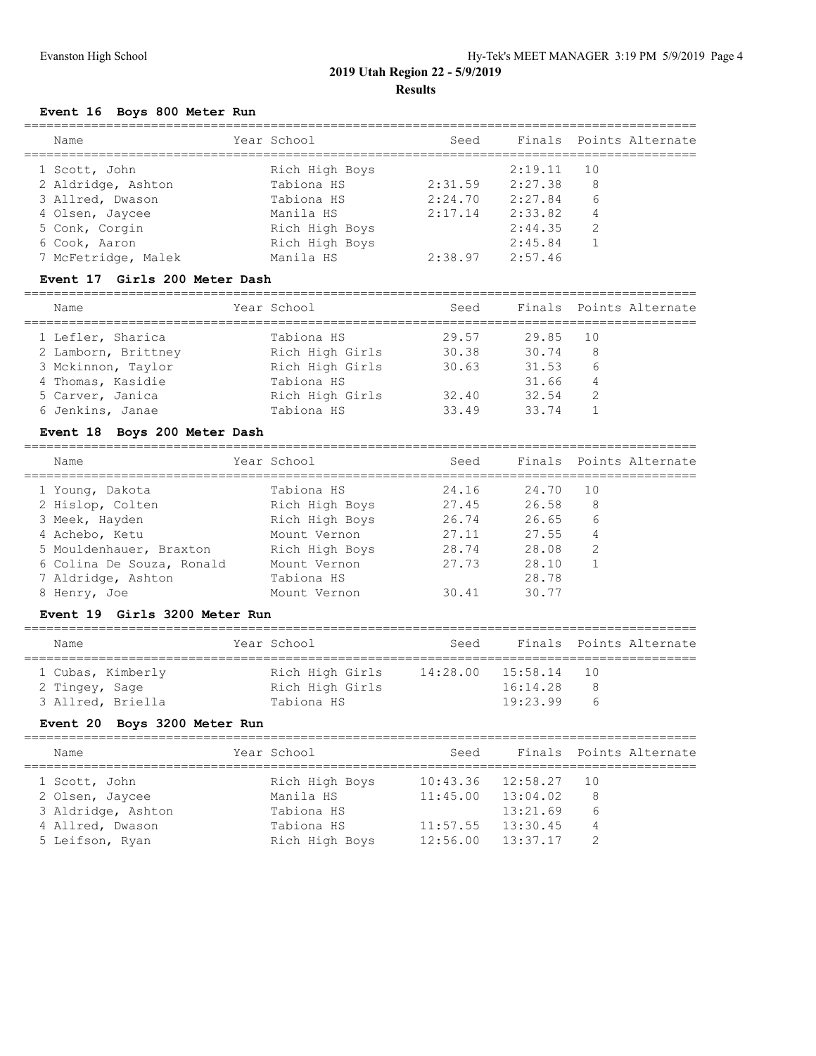## 2019 Utah Region 22 - 5/9/2019

### Results

### Event 16 Boys 800 Meter Run

| Name | Year | School | Seed | Finals | Points | Alternate |
|---|---|---|---|---|---|---|
| 1 Scott, John | | Rich High Boys | | 2:19.11 | 10 | |
| 2 Aldridge, Ashton | | Tabiona HS | 2:31.59 | 2:27.38 | 8 | |
| 3 Allred, Dwason | | Tabiona HS | 2:24.70 | 2:27.84 | 6 | |
| 4 Olsen, Jaycee | | Manila HS | 2:17.14 | 2:33.82 | 4 | |
| 5 Conk, Corgin | | Rich High Boys | | 2:44.35 | 2 | |
| 6 Cook, Aaron | | Rich High Boys | | 2:45.84 | 1 | |
| 7 McFetridge, Malek | | Manila HS | 2:38.97 | 2:57.46 | | |

### Event 17 Girls 200 Meter Dash

| Name | Year | School | Seed | Finals | Points | Alternate |
|---|---|---|---|---|---|---|
| 1 Lefler, Sharica | | Tabiona HS | 29.57 | 29.85 | 10 | |
| 2 Lamborn, Brittney | | Rich High Girls | 30.38 | 30.74 | 8 | |
| 3 Mckinnon, Taylor | | Rich High Girls | 30.63 | 31.53 | 6 | |
| 4 Thomas, Kasidie | | Tabiona HS | | 31.66 | 4 | |
| 5 Carver, Janica | | Rich High Girls | 32.40 | 32.54 | 2 | |
| 6 Jenkins, Janae | | Tabiona HS | 33.49 | 33.74 | 1 | |

### Event 18 Boys 200 Meter Dash

| Name | Year | School | Seed | Finals | Points | Alternate |
|---|---|---|---|---|---|---|
| 1 Young, Dakota | | Tabiona HS | 24.16 | 24.70 | 10 | |
| 2 Hislop, Colten | | Rich High Boys | 27.45 | 26.58 | 8 | |
| 3 Meek, Hayden | | Rich High Boys | 26.74 | 26.65 | 6 | |
| 4 Achebo, Ketu | | Mount Vernon | 27.11 | 27.55 | 4 | |
| 5 Mouldenhauer, Braxton | | Rich High Boys | 28.74 | 28.08 | 2 | |
| 6 Colina De Souza, Ronald | | Mount Vernon | 27.73 | 28.10 | 1 | |
| 7 Aldridge, Ashton | | Tabiona HS | | 28.78 | | |
| 8 Henry, Joe | | Mount Vernon | 30.41 | 30.77 | | |

### Event 19 Girls 3200 Meter Run

| Name | Year | School | Seed | Finals | Points | Alternate |
|---|---|---|---|---|---|---|
| 1 Cubas, Kimberly | | Rich High Girls | 14:28.00 | 15:58.14 | 10 | |
| 2 Tingey, Sage | | Rich High Girls | | 16:14.28 | 8 | |
| 3 Allred, Briella | | Tabiona HS | | 19:23.99 | 6 | |

### Event 20 Boys 3200 Meter Run

| Name | Year | School | Seed | Finals | Points | Alternate |
|---|---|---|---|---|---|---|
| 1 Scott, John | | Rich High Boys | 10:43.36 | 12:58.27 | 10 | |
| 2 Olsen, Jaycee | | Manila HS | 11:45.00 | 13:04.02 | 8 | |
| 3 Aldridge, Ashton | | Tabiona HS | | 13:21.69 | 6 | |
| 4 Allred, Dwason | | Tabiona HS | 11:57.55 | 13:30.45 | 4 | |
| 5 Leifson, Ryan | | Rich High Boys | 12:56.00 | 13:37.17 | 2 | |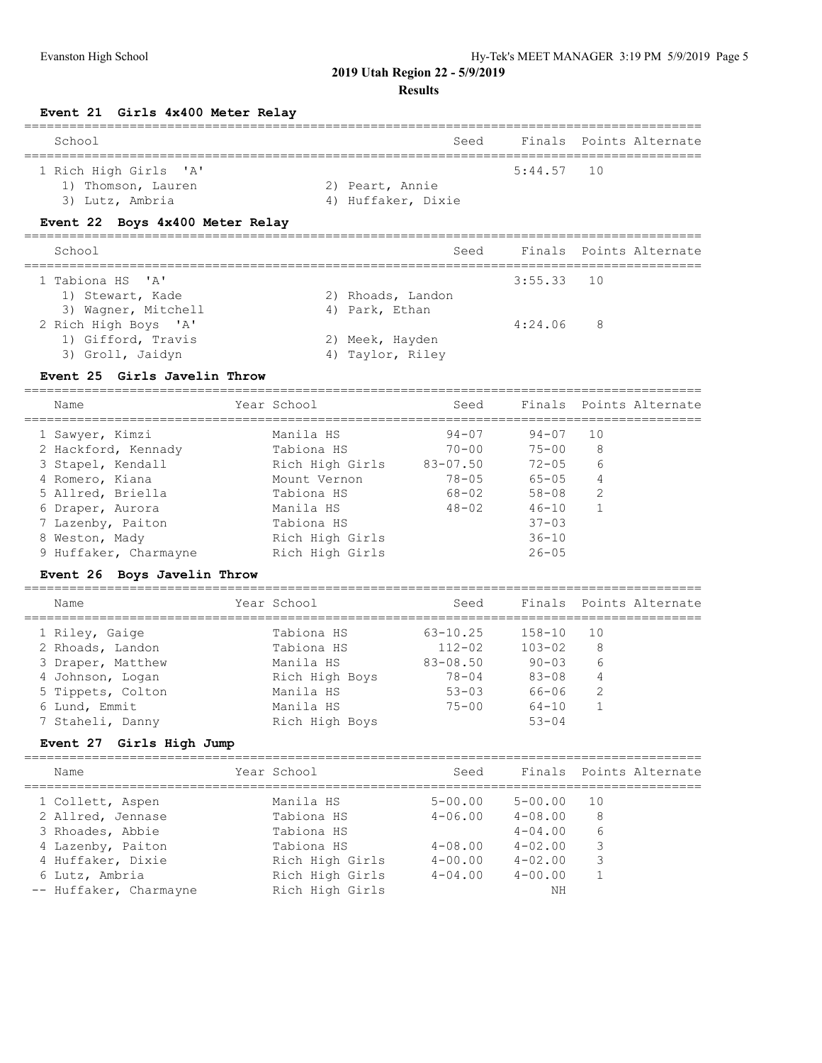## 2019 Utah Region 22 - 5/9/2019

### Results

#### Event 21 Girls 4x400 Meter Relay

| | School | Seed | Finals | Points | Alternate |
|---|---|---|---|---|---|
| 1 | Rich High Girls 'A' | | 5:44.57 | 10 | |
| | 1) Thomson, Lauren; 2) Peart, Annie; 3) Lutz, Ambria; 4) Huffaker, Dixie | | | | |

#### Event 22 Boys 4x400 Meter Relay

| | School | Seed | Finals | Points | Alternate |
|---|---|---|---|---|---|
| 1 | Tabiona HS 'A' | | 3:55.33 | 10 | |
| | 1) Stewart, Kade; 2) Rhoads, Landon; 3) Wagner, Mitchell; 4) Park, Ethan | | | | |
| 2 | Rich High Boys 'A' | | 4:24.06 | 8 | |
| | 1) Gifford, Travis; 2) Meek, Hayden; 3) Groll, Jaidyn; 4) Taylor, Riley | | | | |

#### Event 25 Girls Javelin Throw

| | Name | Year | School | Seed | Finals | Points | Alternate |
|---|---|---|---|---|---|---|---|
| 1 | Sawyer, Kimzi | | Manila HS | 94-07 | 94-07 | 10 | |
| 2 | Hackford, Kennady | | Tabiona HS | 70-00 | 75-00 | 8 | |
| 3 | Stapel, Kendall | | Rich High Girls | 83-07.50 | 72-05 | 6 | |
| 4 | Romero, Kiana | | Mount Vernon | 78-05 | 65-05 | 4 | |
| 5 | Allred, Briella | | Tabiona HS | 68-02 | 58-08 | 2 | |
| 6 | Draper, Aurora | | Manila HS | 48-02 | 46-10 | 1 | |
| 7 | Lazenby, Paiton | | Tabiona HS | | 37-03 | | |
| 8 | Weston, Mady | | Rich High Girls | | 36-10 | | |
| 9 | Huffaker, Charmayne | | Rich High Girls | | 26-05 | | |

#### Event 26 Boys Javelin Throw

| | Name | Year | School | Seed | Finals | Points | Alternate |
|---|---|---|---|---|---|---|---|
| 1 | Riley, Gaige | | Tabiona HS | 63-10.25 | 158-10 | 10 | |
| 2 | Rhoads, Landon | | Tabiona HS | 112-02 | 103-02 | 8 | |
| 3 | Draper, Matthew | | Manila HS | 83-08.50 | 90-03 | 6 | |
| 4 | Johnson, Logan | | Rich High Boys | 78-04 | 83-08 | 4 | |
| 5 | Tippets, Colton | | Manila HS | 53-03 | 66-06 | 2 | |
| 6 | Lund, Emmit | | Manila HS | 75-00 | 64-10 | 1 | |
| 7 | Staheli, Danny | | Rich High Boys | | 53-04 | | |

#### Event 27 Girls High Jump

| | Name | Year | School | Seed | Finals | Points | Alternate |
|---|---|---|---|---|---|---|---|
| 1 | Collett, Aspen | | Manila HS | 5-00.00 | 5-00.00 | 10 | |
| 2 | Allred, Jennase | | Tabiona HS | 4-06.00 | 4-08.00 | 8 | |
| 3 | Rhoades, Abbie | | Tabiona HS | | 4-04.00 | 6 | |
| 4 | Lazenby, Paiton | | Tabiona HS | 4-08.00 | 4-02.00 | 3 | |
| 4 | Huffaker, Dixie | | Rich High Girls | 4-00.00 | 4-02.00 | 3 | |
| 6 | Lutz, Ambria | | Rich High Girls | 4-04.00 | 4-00.00 | 1 | |
| -- | Huffaker, Charmayne | | Rich High Girls | | NH | | |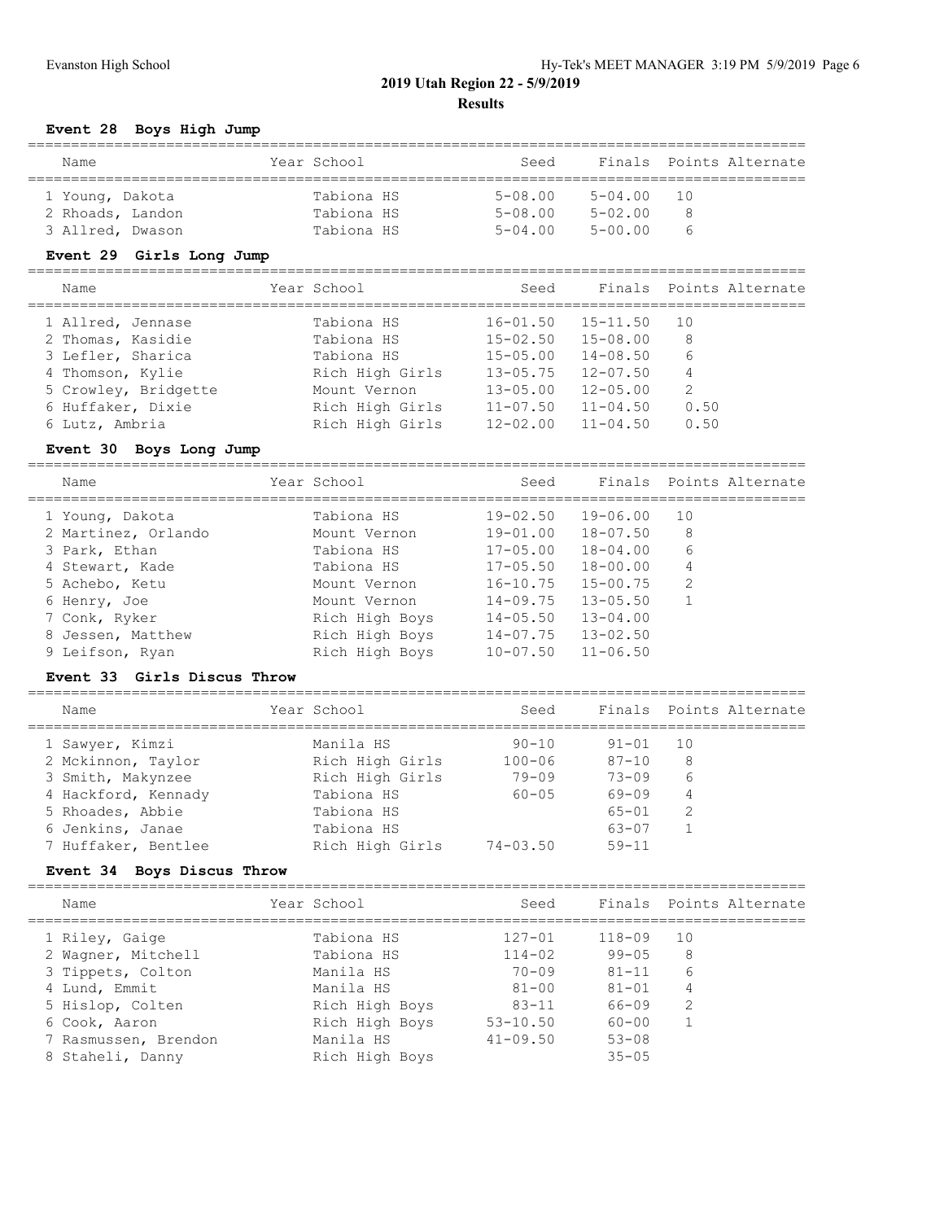## 2019 Utah Region 22 - 5/9/2019

### Results

#### Event 28 Boys High Jump

| Name | Year | School | Seed | Finals | Points | Alternate |
|---|---|---|---|---|---|---|
| 1 Young, Dakota | | Tabiona HS | 5-08.00 | 5-04.00 | 10 | |
| 2 Rhoads, Landon | | Tabiona HS | 5-08.00 | 5-02.00 | 8 | |
| 3 Allred, Dwason | | Tabiona HS | 5-04.00 | 5-00.00 | 6 | |

#### Event 29 Girls Long Jump

| Name | Year | School | Seed | Finals | Points | Alternate |
|---|---|---|---|---|---|---|
| 1 Allred, Jennase | | Tabiona HS | 16-01.50 | 15-11.50 | 10 | |
| 2 Thomas, Kasidie | | Tabiona HS | 15-02.50 | 15-08.00 | 8 | |
| 3 Lefler, Sharica | | Tabiona HS | 15-05.00 | 14-08.50 | 6 | |
| 4 Thomson, Kylie | | Rich High Girls | 13-05.75 | 12-07.50 | 4 | |
| 5 Crowley, Bridgette | | Mount Vernon | 13-05.00 | 12-05.00 | 2 | |
| 6 Huffaker, Dixie | | Rich High Girls | 11-07.50 | 11-04.50 | 0.50 | |
| 6 Lutz, Ambria | | Rich High Girls | 12-02.00 | 11-04.50 | 0.50 | |

#### Event 30 Boys Long Jump

| Name | Year | School | Seed | Finals | Points | Alternate |
|---|---|---|---|---|---|---|
| 1 Young, Dakota | | Tabiona HS | 19-02.50 | 19-06.00 | 10 | |
| 2 Martinez, Orlando | | Mount Vernon | 19-01.00 | 18-07.50 | 8 | |
| 3 Park, Ethan | | Tabiona HS | 17-05.00 | 18-04.00 | 6 | |
| 4 Stewart, Kade | | Tabiona HS | 17-05.50 | 18-00.00 | 4 | |
| 5 Achebo, Ketu | | Mount Vernon | 16-10.75 | 15-00.75 | 2 | |
| 6 Henry, Joe | | Mount Vernon | 14-09.75 | 13-05.50 | 1 | |
| 7 Conk, Ryker | | Rich High Boys | 14-05.50 | 13-04.00 | | |
| 8 Jessen, Matthew | | Rich High Boys | 14-07.75 | 13-02.50 | | |
| 9 Leifson, Ryan | | Rich High Boys | 10-07.50 | 11-06.50 | | |

#### Event 33 Girls Discus Throw

| Name | Year | School | Seed | Finals | Points | Alternate |
|---|---|---|---|---|---|---|
| 1 Sawyer, Kimzi | | Manila HS | 90-10 | 91-01 | 10 | |
| 2 Mckinnon, Taylor | | Rich High Girls | 100-06 | 87-10 | 8 | |
| 3 Smith, Makynzee | | Rich High Girls | 79-09 | 73-09 | 6 | |
| 4 Hackford, Kennady | | Tabiona HS | 60-05 | 69-09 | 4 | |
| 5 Rhoades, Abbie | | Tabiona HS | | 65-01 | 2 | |
| 6 Jenkins, Janae | | Tabiona HS | | 63-07 | 1 | |
| 7 Huffaker, Bentlee | | Rich High Girls | 74-03.50 | 59-11 | | |

#### Event 34 Boys Discus Throw

| Name | Year | School | Seed | Finals | Points | Alternate |
|---|---|---|---|---|---|---|
| 1 Riley, Gaige | | Tabiona HS | 127-01 | 118-09 | 10 | |
| 2 Wagner, Mitchell | | Tabiona HS | 114-02 | 99-05 | 8 | |
| 3 Tippets, Colton | | Manila HS | 70-09 | 81-11 | 6 | |
| 4 Lund, Emmit | | Manila HS | 81-00 | 81-01 | 4 | |
| 5 Hislop, Colten | | Rich High Boys | 83-11 | 66-09 | 2 | |
| 6 Cook, Aaron | | Rich High Boys | 53-10.50 | 60-00 | 1 | |
| 7 Rasmussen, Brendon | | Manila HS | 41-09.50 | 53-08 | | |
| 8 Staheli, Danny | | Rich High Boys | | 35-05 | | |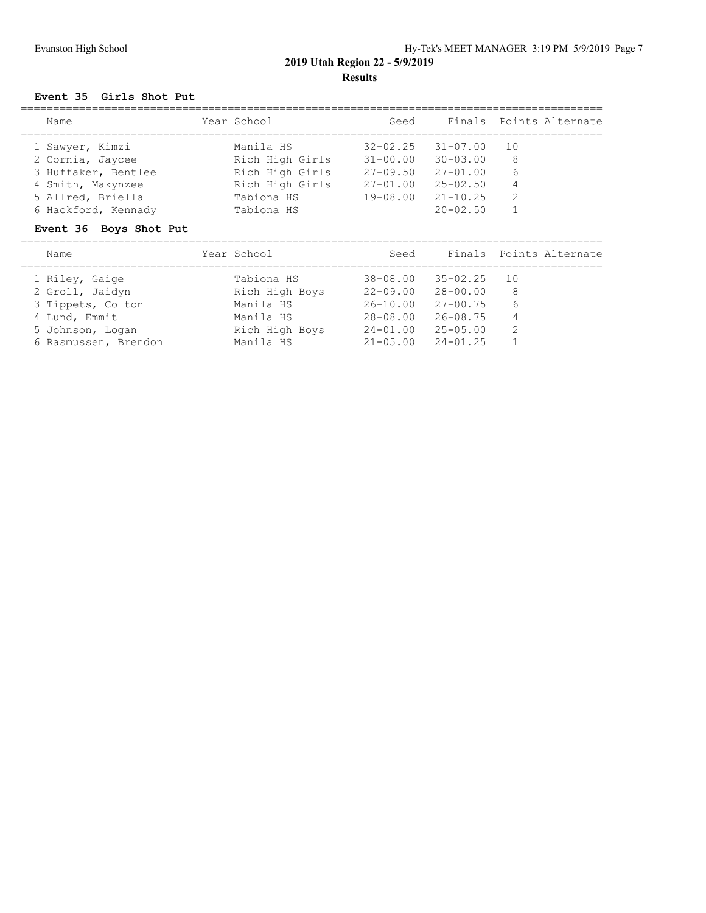# 2019 Utah Region 22 - 5/9/2019

## Results

### Event 35 Girls Shot Put

| Name | Year | School | Seed | Finals | Points | Alternate |
|---|---|---|---|---|---|---|
| 1 Sawyer, Kimzi | | Manila HS | 32-02.25 | 31-07.00 | 10 | |
| 2 Cornia, Jaycee | | Rich High Girls | 31-00.00 | 30-03.00 | 8 | |
| 3 Huffaker, Bentlee | | Rich High Girls | 27-09.50 | 27-01.00 | 6 | |
| 4 Smith, Makynzee | | Rich High Girls | 27-01.00 | 25-02.50 | 4 | |
| 5 Allred, Briella | | Tabiona HS | 19-08.00 | 21-10.25 | 2 | |
| 6 Hackford, Kennady | | Tabiona HS | | 20-02.50 | 1 | |

### Event 36 Boys Shot Put

| Name | Year | School | Seed | Finals | Points | Alternate |
|---|---|---|---|---|---|---|
| 1 Riley, Gaige | | Tabiona HS | 38-08.00 | 35-02.25 | 10 | |
| 2 Groll, Jaidyn | | Rich High Boys | 22-09.00 | 28-00.00 | 8 | |
| 3 Tippets, Colton | | Manila HS | 26-10.00 | 27-00.75 | 6 | |
| 4 Lund, Emmit | | Manila HS | 28-08.00 | 26-08.75 | 4 | |
| 5 Johnson, Logan | | Rich High Boys | 24-01.00 | 25-05.00 | 2 | |
| 6 Rasmussen, Brendon | | Manila HS | 21-05.00 | 24-01.25 | 1 | |